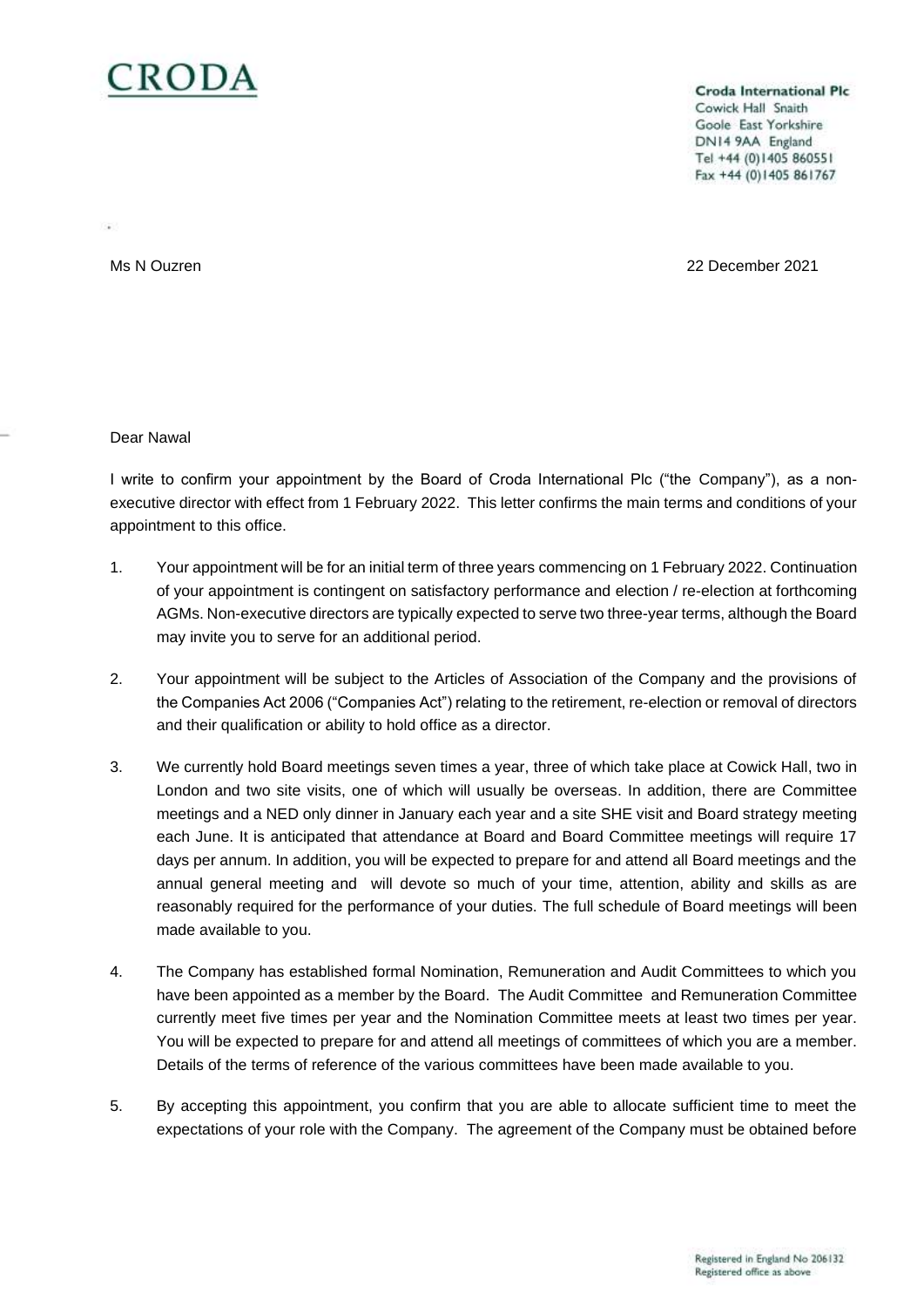CRODA

**Croda International Plc**
Cowick Hall Snaith
Goole East Yorkshire
DN14 9AA England
Tel +44 (0)1405 860551
Fax +44 (0)1405 861767

Ms N Ouzren

22 December 2021

Dear Nawal

I write to confirm your appointment by the Board of Croda International Plc ("the Company"), as a non-executive director with effect from 1 February 2022. This letter confirms the main terms and conditions of your appointment to this office.

1. Your appointment will be for an initial term of three years commencing on 1 February 2022. Continuation of your appointment is contingent on satisfactory performance and election / re-election at forthcoming AGMs. Non-executive directors are typically expected to serve two three-year terms, although the Board may invite you to serve for an additional period.

2. Your appointment will be subject to the Articles of Association of the Company and the provisions of the Companies Act 2006 ("Companies Act") relating to the retirement, re-election or removal of directors and their qualification or ability to hold office as a director.

3. We currently hold Board meetings seven times a year, three of which take place at Cowick Hall, two in London and two site visits, one of which will usually be overseas. In addition, there are Committee meetings and a NED only dinner in January each year and a site SHE visit and Board strategy meeting each June. It is anticipated that attendance at Board and Board Committee meetings will require 17 days per annum. In addition, you will be expected to prepare for and attend all Board meetings and the annual general meeting and will devote so much of your time, attention, ability and skills as are reasonably required for the performance of your duties. The full schedule of Board meetings will been made available to you.

4. The Company has established formal Nomination, Remuneration and Audit Committees to which you have been appointed as a member by the Board. The Audit Committee and Remuneration Committee currently meet five times per year and the Nomination Committee meets at least two times per year. You will be expected to prepare for and attend all meetings of committees of which you are a member. Details of the terms of reference of the various committees have been made available to you.

5. By accepting this appointment, you confirm that you are able to allocate sufficient time to meet the expectations of your role with the Company. The agreement of the Company must be obtained before

Registered in England No 206132
Registered office as above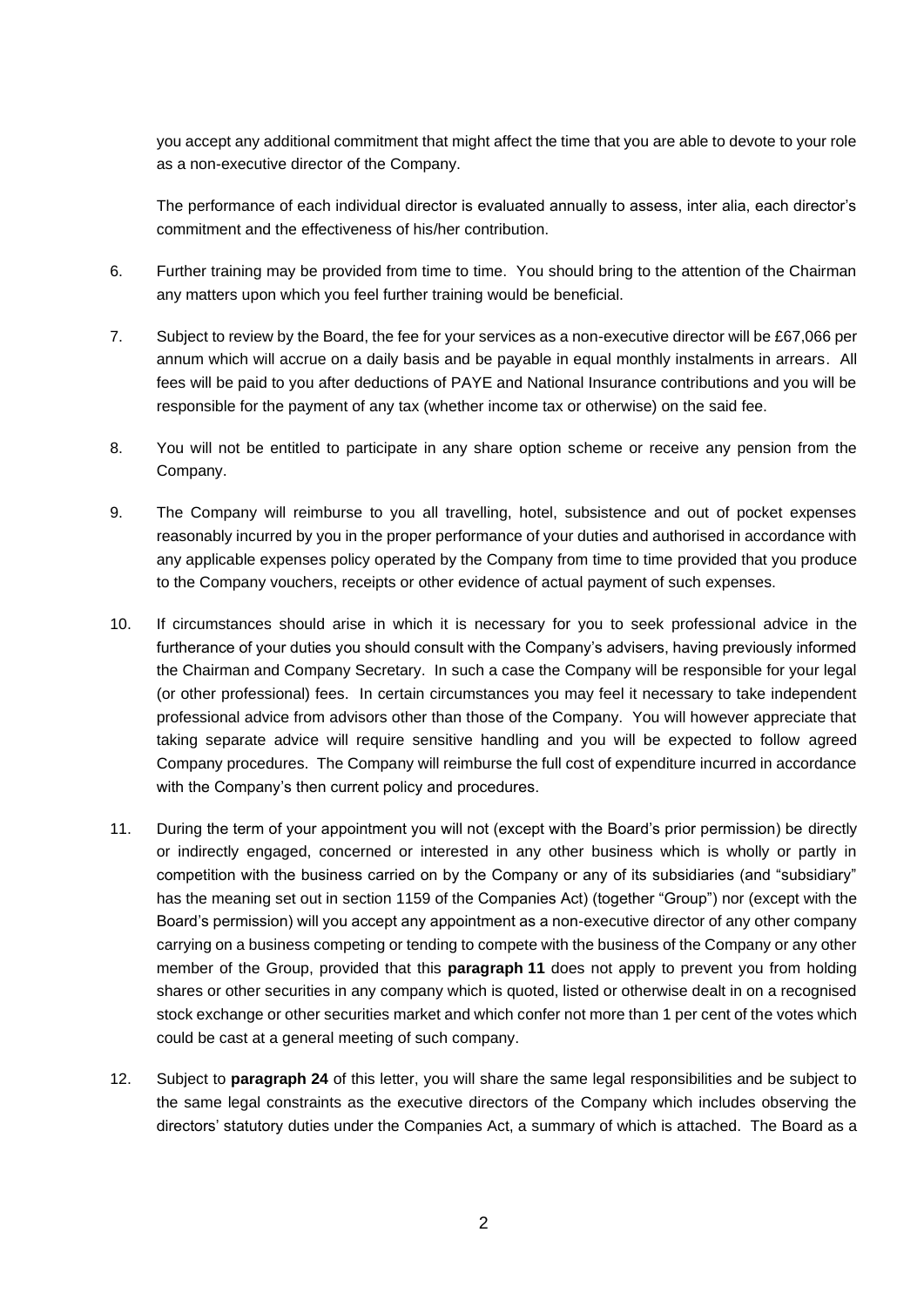you accept any additional commitment that might affect the time that you are able to devote to your role as a non-executive director of the Company.

The performance of each individual director is evaluated annually to assess, inter alia, each director's commitment and the effectiveness of his/her contribution.

6. Further training may be provided from time to time. You should bring to the attention of the Chairman any matters upon which you feel further training would be beneficial.

7. Subject to review by the Board, the fee for your services as a non-executive director will be £67,066 per annum which will accrue on a daily basis and be payable in equal monthly instalments in arrears. All fees will be paid to you after deductions of PAYE and National Insurance contributions and you will be responsible for the payment of any tax (whether income tax or otherwise) on the said fee.

8. You will not be entitled to participate in any share option scheme or receive any pension from the Company.

9. The Company will reimburse to you all travelling, hotel, subsistence and out of pocket expenses reasonably incurred by you in the proper performance of your duties and authorised in accordance with any applicable expenses policy operated by the Company from time to time provided that you produce to the Company vouchers, receipts or other evidence of actual payment of such expenses.

10. If circumstances should arise in which it is necessary for you to seek professional advice in the furtherance of your duties you should consult with the Company's advisers, having previously informed the Chairman and Company Secretary. In such a case the Company will be responsible for your legal (or other professional) fees. In certain circumstances you may feel it necessary to take independent professional advice from advisors other than those of the Company. You will however appreciate that taking separate advice will require sensitive handling and you will be expected to follow agreed Company procedures. The Company will reimburse the full cost of expenditure incurred in accordance with the Company's then current policy and procedures.

11. During the term of your appointment you will not (except with the Board's prior permission) be directly or indirectly engaged, concerned or interested in any other business which is wholly or partly in competition with the business carried on by the Company or any of its subsidiaries (and "subsidiary" has the meaning set out in section 1159 of the Companies Act) (together "Group") nor (except with the Board's permission) will you accept any appointment as a non-executive director of any other company carrying on a business competing or tending to compete with the business of the Company or any other member of the Group, provided that this **paragraph 11** does not apply to prevent you from holding shares or other securities in any company which is quoted, listed or otherwise dealt in on a recognised stock exchange or other securities market and which confer not more than 1 per cent of the votes which could be cast at a general meeting of such company.

12. Subject to **paragraph 24** of this letter, you will share the same legal responsibilities and be subject to the same legal constraints as the executive directors of the Company which includes observing the directors' statutory duties under the Companies Act, a summary of which is attached. The Board as a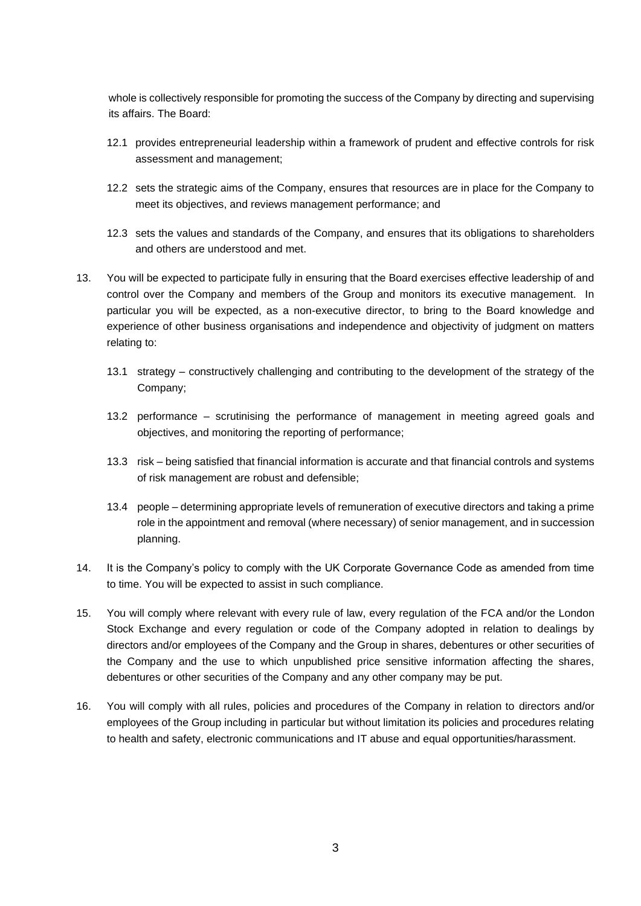whole is collectively responsible for promoting the success of the Company by directing and supervising its affairs. The Board:

12.1 provides entrepreneurial leadership within a framework of prudent and effective controls for risk assessment and management;

12.2 sets the strategic aims of the Company, ensures that resources are in place for the Company to meet its objectives, and reviews management performance; and

12.3 sets the values and standards of the Company, and ensures that its obligations to shareholders and others are understood and met.

13. You will be expected to participate fully in ensuring that the Board exercises effective leadership of and control over the Company and members of the Group and monitors its executive management. In particular you will be expected, as a non-executive director, to bring to the Board knowledge and experience of other business organisations and independence and objectivity of judgment on matters relating to:

    13.1 strategy – constructively challenging and contributing to the development of the strategy of the Company;

    13.2 performance – scrutinising the performance of management in meeting agreed goals and objectives, and monitoring the reporting of performance;

    13.3 risk – being satisfied that financial information is accurate and that financial controls and systems of risk management are robust and defensible;

    13.4 people – determining appropriate levels of remuneration of executive directors and taking a prime role in the appointment and removal (where necessary) of senior management, and in succession planning.

14. It is the Company's policy to comply with the UK Corporate Governance Code as amended from time to time. You will be expected to assist in such compliance.

15. You will comply where relevant with every rule of law, every regulation of the FCA and/or the London Stock Exchange and every regulation or code of the Company adopted in relation to dealings by directors and/or employees of the Company and the Group in shares, debentures or other securities of the Company and the use to which unpublished price sensitive information affecting the shares, debentures or other securities of the Company and any other company may be put.

16. You will comply with all rules, policies and procedures of the Company in relation to directors and/or employees of the Group including in particular but without limitation its policies and procedures relating to health and safety, electronic communications and IT abuse and equal opportunities/harassment.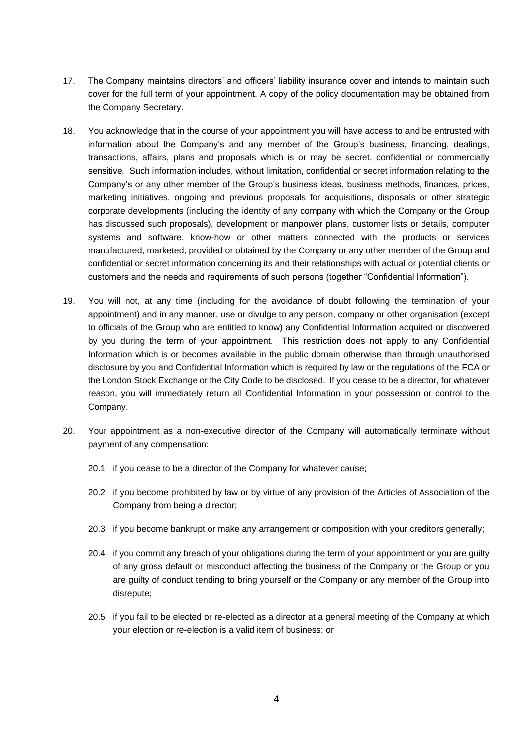17. The Company maintains directors' and officers' liability insurance cover and intends to maintain such cover for the full term of your appointment. A copy of the policy documentation may be obtained from the Company Secretary.

18. You acknowledge that in the course of your appointment you will have access to and be entrusted with information about the Company's and any member of the Group's business, financing, dealings, transactions, affairs, plans and proposals which is or may be secret, confidential or commercially sensitive. Such information includes, without limitation, confidential or secret information relating to the Company's or any other member of the Group's business ideas, business methods, finances, prices, marketing initiatives, ongoing and previous proposals for acquisitions, disposals or other strategic corporate developments (including the identity of any company with which the Company or the Group has discussed such proposals), development or manpower plans, customer lists or details, computer systems and software, know-how or other matters connected with the products or services manufactured, marketed, provided or obtained by the Company or any other member of the Group and confidential or secret information concerning its and their relationships with actual or potential clients or customers and the needs and requirements of such persons (together "Confidential Information").

19. You will not, at any time (including for the avoidance of doubt following the termination of your appointment) and in any manner, use or divulge to any person, company or other organisation (except to officials of the Group who are entitled to know) any Confidential Information acquired or discovered by you during the term of your appointment. This restriction does not apply to any Confidential Information which is or becomes available in the public domain otherwise than through unauthorised disclosure by you and Confidential Information which is required by law or the regulations of the FCA or the London Stock Exchange or the City Code to be disclosed. If you cease to be a director, for whatever reason, you will immediately return all Confidential Information in your possession or control to the Company.

20. Your appointment as a non-executive director of the Company will automatically terminate without payment of any compensation:

    20.1 if you cease to be a director of the Company for whatever cause;

    20.2 if you become prohibited by law or by virtue of any provision of the Articles of Association of the Company from being a director;

    20.3 if you become bankrupt or make any arrangement or composition with your creditors generally;

    20.4 if you commit any breach of your obligations during the term of your appointment or you are guilty of any gross default or misconduct affecting the business of the Company or the Group or you are guilty of conduct tending to bring yourself or the Company or any member of the Group into disrepute;

    20.5 if you fail to be elected or re-elected as a director at a general meeting of the Company at which your election or re-election is a valid item of business; or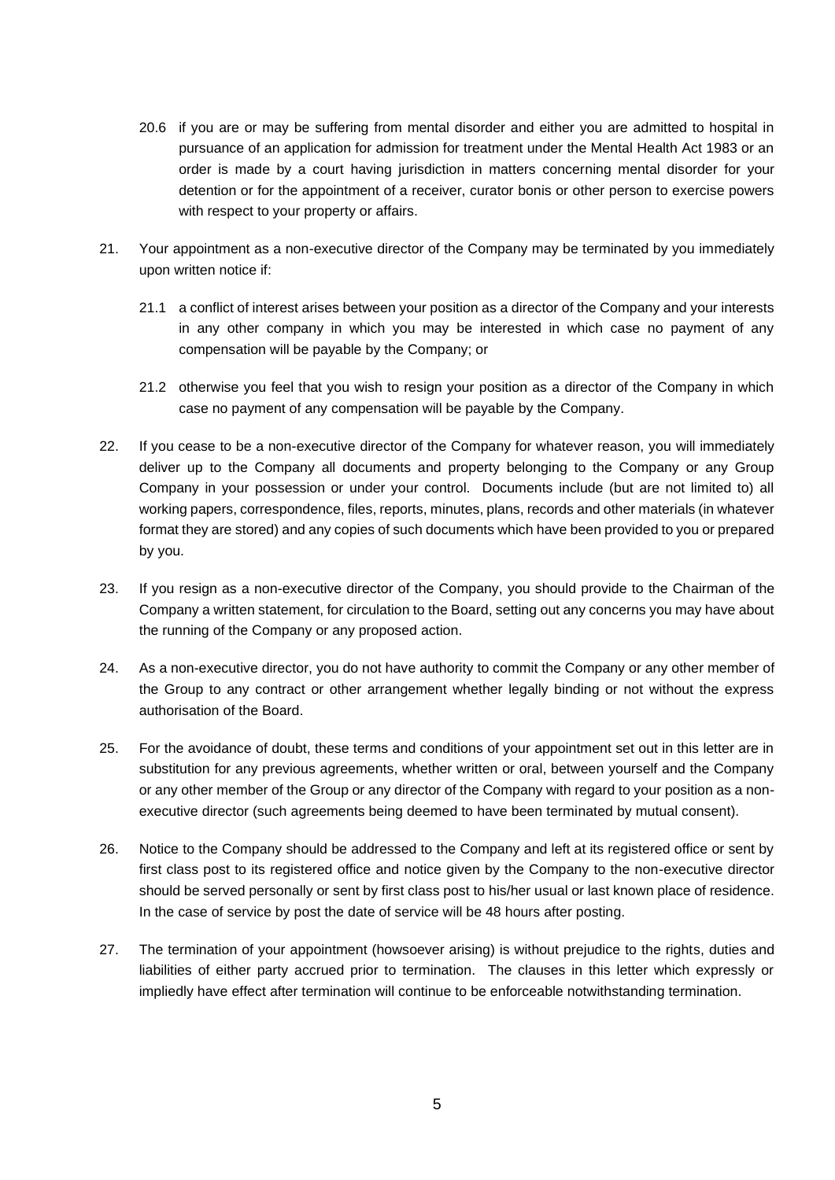20.6 if you are or may be suffering from mental disorder and either you are admitted to hospital in pursuance of an application for admission for treatment under the Mental Health Act 1983 or an order is made by a court having jurisdiction in matters concerning mental disorder for your detention or for the appointment of a receiver, curator bonis or other person to exercise powers with respect to your property or affairs.

21. Your appointment as a non-executive director of the Company may be terminated by you immediately upon written notice if:

    21.1 a conflict of interest arises between your position as a director of the Company and your interests in any other company in which you may be interested in which case no payment of any compensation will be payable by the Company; or

    21.2 otherwise you feel that you wish to resign your position as a director of the Company in which case no payment of any compensation will be payable by the Company.

22. If you cease to be a non-executive director of the Company for whatever reason, you will immediately deliver up to the Company all documents and property belonging to the Company or any Group Company in your possession or under your control. Documents include (but are not limited to) all working papers, correspondence, files, reports, minutes, plans, records and other materials (in whatever format they are stored) and any copies of such documents which have been provided to you or prepared by you.

23. If you resign as a non-executive director of the Company, you should provide to the Chairman of the Company a written statement, for circulation to the Board, setting out any concerns you may have about the running of the Company or any proposed action.

24. As a non-executive director, you do not have authority to commit the Company or any other member of the Group to any contract or other arrangement whether legally binding or not without the express authorisation of the Board.

25. For the avoidance of doubt, these terms and conditions of your appointment set out in this letter are in substitution for any previous agreements, whether written or oral, between yourself and the Company or any other member of the Group or any director of the Company with regard to your position as a non-executive director (such agreements being deemed to have been terminated by mutual consent).

26. Notice to the Company should be addressed to the Company and left at its registered office or sent by first class post to its registered office and notice given by the Company to the non-executive director should be served personally or sent by first class post to his/her usual or last known place of residence. In the case of service by post the date of service will be 48 hours after posting.

27. The termination of your appointment (howsoever arising) is without prejudice to the rights, duties and liabilities of either party accrued prior to termination. The clauses in this letter which expressly or impliedly have effect after termination will continue to be enforceable notwithstanding termination.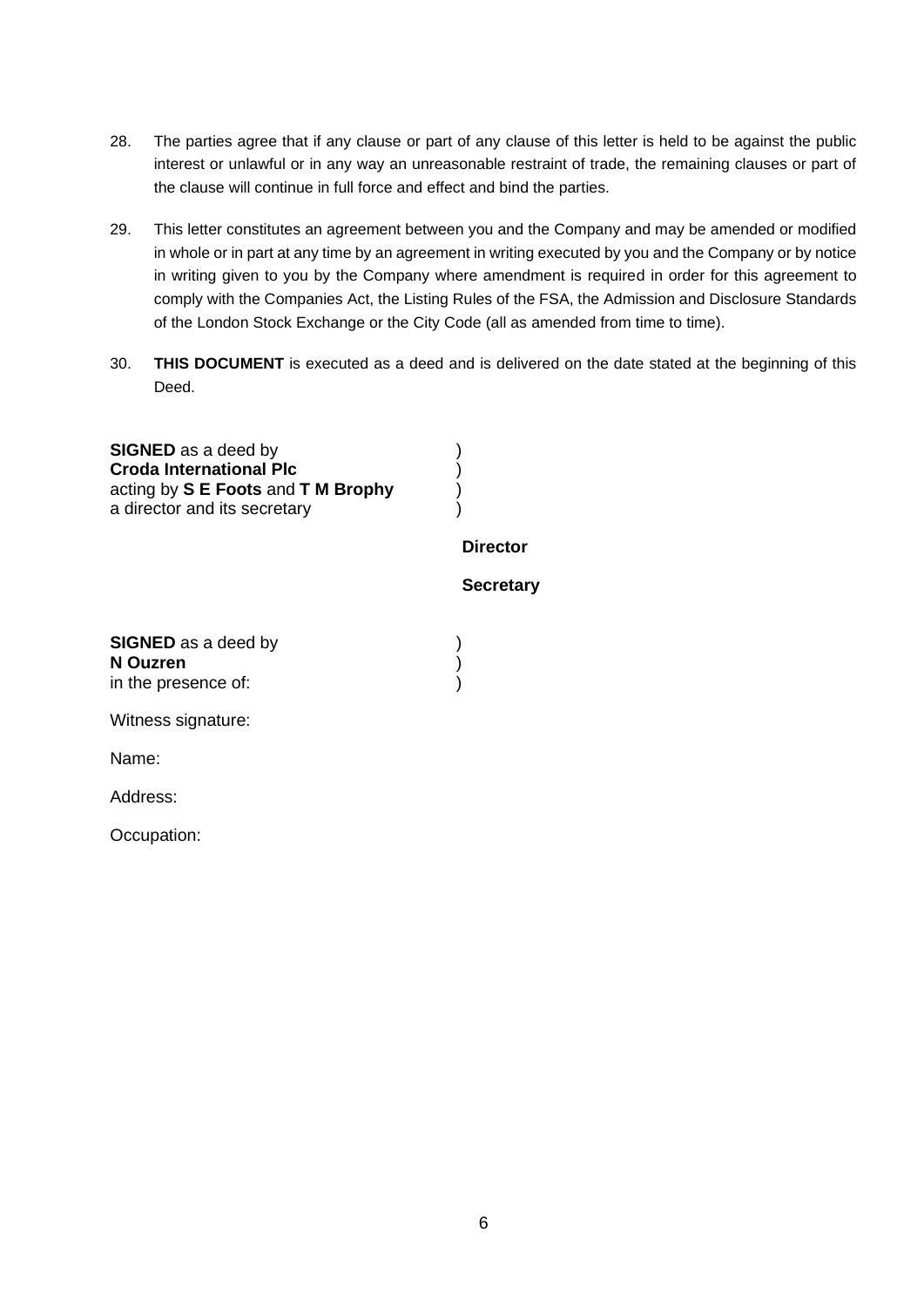28. The parties agree that if any clause or part of any clause of this letter is held to be against the public interest or unlawful or in any way an unreasonable restraint of trade, the remaining clauses or part of the clause will continue in full force and effect and bind the parties.

29. This letter constitutes an agreement between you and the Company and may be amended or modified in whole or in part at any time by an agreement in writing executed by you and the Company or by notice in writing given to you by the Company where amendment is required in order for this agreement to comply with the Companies Act, the Listing Rules of the FSA, the Admission and Disclosure Standards of the London Stock Exchange or the City Code (all as amended from time to time).

30. **THIS DOCUMENT** is executed as a deed and is delivered on the date stated at the beginning of this Deed.

**SIGNED** as a deed by )
**Croda International Plc** )
acting by **S E Foots** and **T M Brophy** )
a director and its secretary )

**Director**

**Secretary**

**SIGNED** as a deed by )
**N Ouzren** )
in the presence of: )

Witness signature:

Name:

Address:

Occupation: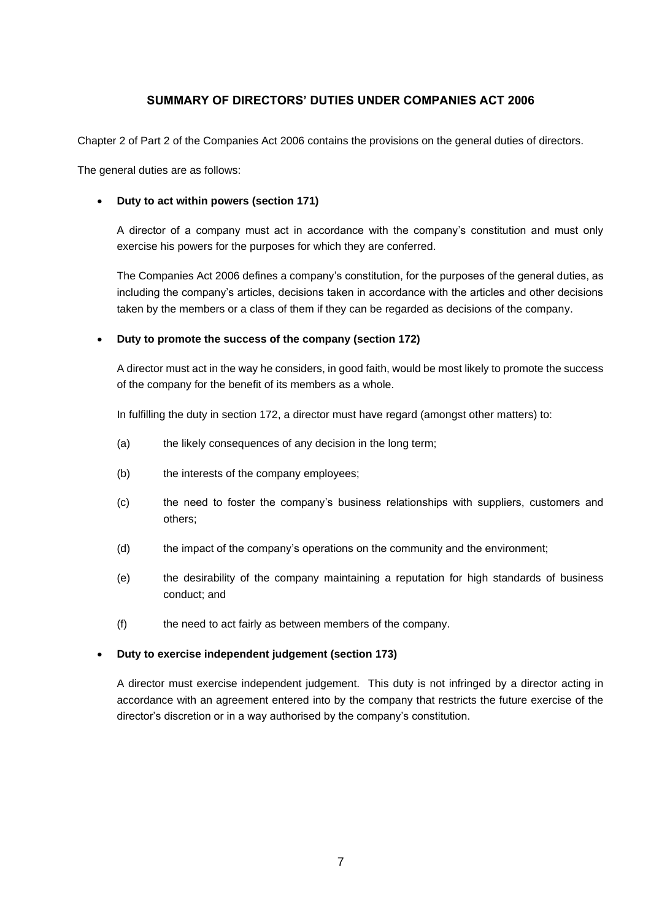## SUMMARY OF DIRECTORS' DUTIES UNDER COMPANIES ACT 2006

Chapter 2 of Part 2 of the Companies Act 2006 contains the provisions on the general duties of directors.

The general duties are as follows:

- **Duty to act within powers (section 171)**

  A director of a company must act in accordance with the company's constitution and must only exercise his powers for the purposes for which they are conferred.

  The Companies Act 2006 defines a company's constitution, for the purposes of the general duties, as including the company's articles, decisions taken in accordance with the articles and other decisions taken by the members or a class of them if they can be regarded as decisions of the company.

- **Duty to promote the success of the company (section 172)**

  A director must act in the way he considers, in good faith, would be most likely to promote the success of the company for the benefit of its members as a whole.

  In fulfilling the duty in section 172, a director must have regard (amongst other matters) to:

  (a) the likely consequences of any decision in the long term;

  (b) the interests of the company employees;

  (c) the need to foster the company's business relationships with suppliers, customers and others;

  (d) the impact of the company's operations on the community and the environment;

  (e) the desirability of the company maintaining a reputation for high standards of business conduct; and

  (f) the need to act fairly as between members of the company.

- **Duty to exercise independent judgement (section 173)**

  A director must exercise independent judgement. This duty is not infringed by a director acting in accordance with an agreement entered into by the company that restricts the future exercise of the director's discretion or in a way authorised by the company's constitution.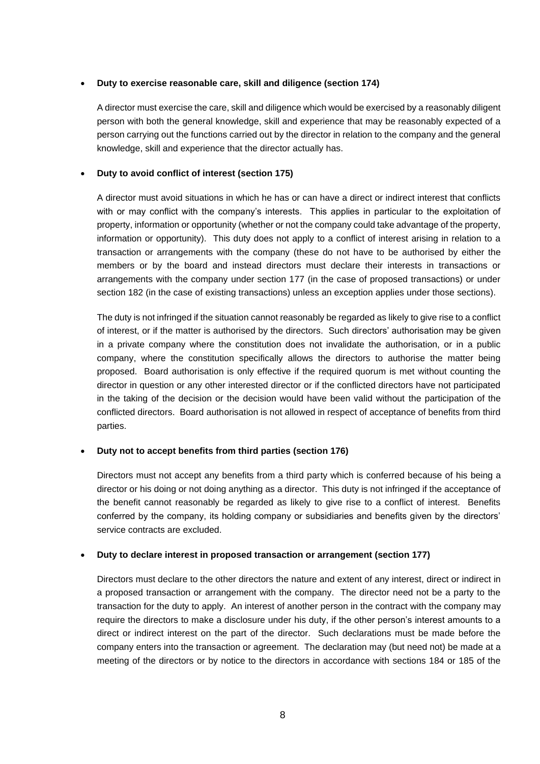- **Duty to exercise reasonable care, skill and diligence (section 174)**

  A director must exercise the care, skill and diligence which would be exercised by a reasonably diligent person with both the general knowledge, skill and experience that may be reasonably expected of a person carrying out the functions carried out by the director in relation to the company and the general knowledge, skill and experience that the director actually has.

- **Duty to avoid conflict of interest (section 175)**

  A director must avoid situations in which he has or can have a direct or indirect interest that conflicts with or may conflict with the company's interests. This applies in particular to the exploitation of property, information or opportunity (whether or not the company could take advantage of the property, information or opportunity). This duty does not apply to a conflict of interest arising in relation to a transaction or arrangements with the company (these do not have to be authorised by either the members or by the board and instead directors must declare their interests in transactions or arrangements with the company under section 177 (in the case of proposed transactions) or under section 182 (in the case of existing transactions) unless an exception applies under those sections).

  The duty is not infringed if the situation cannot reasonably be regarded as likely to give rise to a conflict of interest, or if the matter is authorised by the directors. Such directors' authorisation may be given in a private company where the constitution does not invalidate the authorisation, or in a public company, where the constitution specifically allows the directors to authorise the matter being proposed. Board authorisation is only effective if the required quorum is met without counting the director in question or any other interested director or if the conflicted directors have not participated in the taking of the decision or the decision would have been valid without the participation of the conflicted directors. Board authorisation is not allowed in respect of acceptance of benefits from third parties.

- **Duty not to accept benefits from third parties (section 176)**

  Directors must not accept any benefits from a third party which is conferred because of his being a director or his doing or not doing anything as a director. This duty is not infringed if the acceptance of the benefit cannot reasonably be regarded as likely to give rise to a conflict of interest. Benefits conferred by the company, its holding company or subsidiaries and benefits given by the directors' service contracts are excluded.

- **Duty to declare interest in proposed transaction or arrangement (section 177)**

  Directors must declare to the other directors the nature and extent of any interest, direct or indirect in a proposed transaction or arrangement with the company. The director need not be a party to the transaction for the duty to apply. An interest of another person in the contract with the company may require the directors to make a disclosure under his duty, if the other person's interest amounts to a direct or indirect interest on the part of the director. Such declarations must be made before the company enters into the transaction or agreement. The declaration may (but need not) be made at a meeting of the directors or by notice to the directors in accordance with sections 184 or 185 of the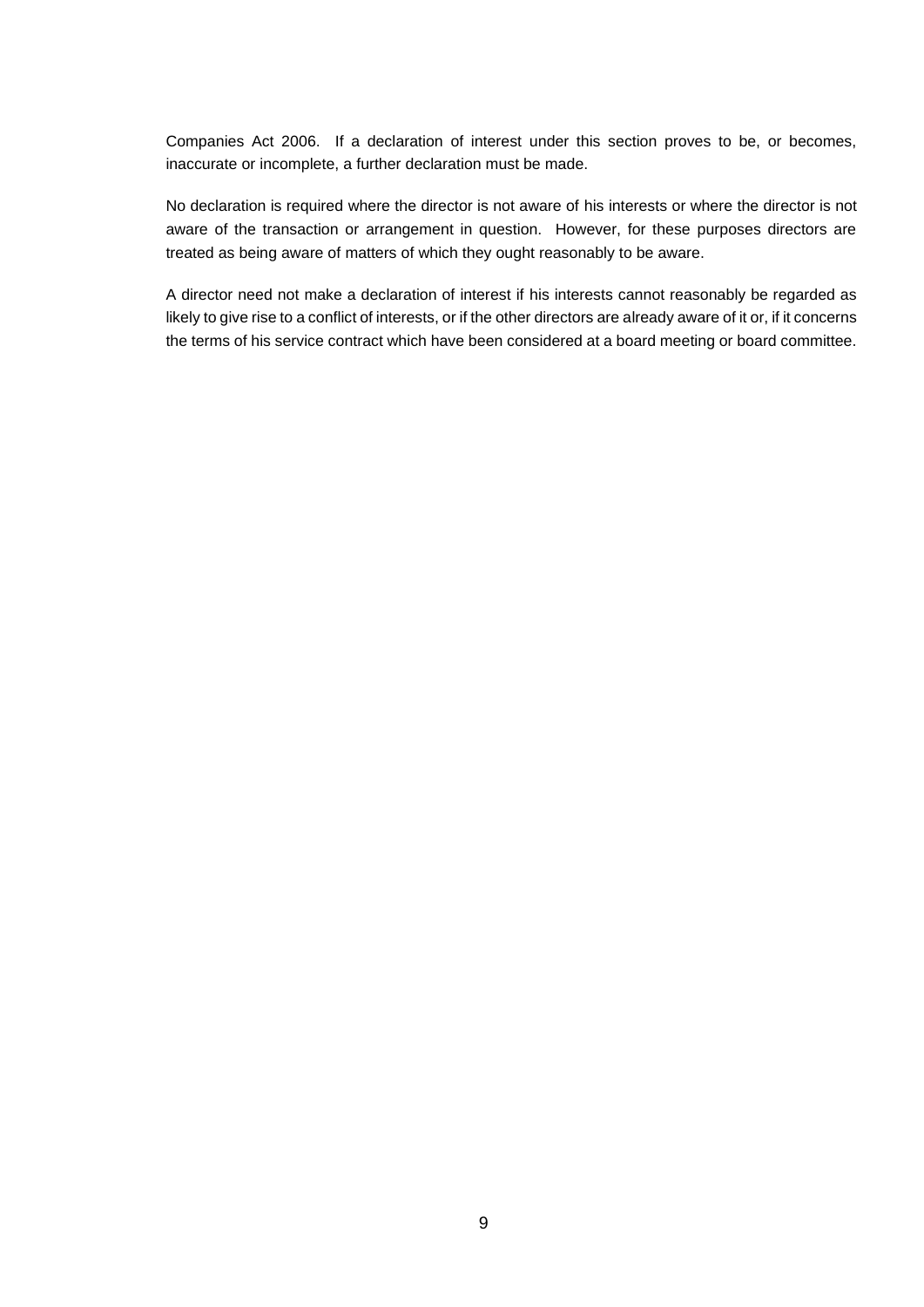Companies Act 2006. If a declaration of interest under this section proves to be, or becomes, inaccurate or incomplete, a further declaration must be made.

No declaration is required where the director is not aware of his interests or where the director is not aware of the transaction or arrangement in question. However, for these purposes directors are treated as being aware of matters of which they ought reasonably to be aware.

A director need not make a declaration of interest if his interests cannot reasonably be regarded as likely to give rise to a conflict of interests, or if the other directors are already aware of it or, if it concerns the terms of his service contract which have been considered at a board meeting or board committee.